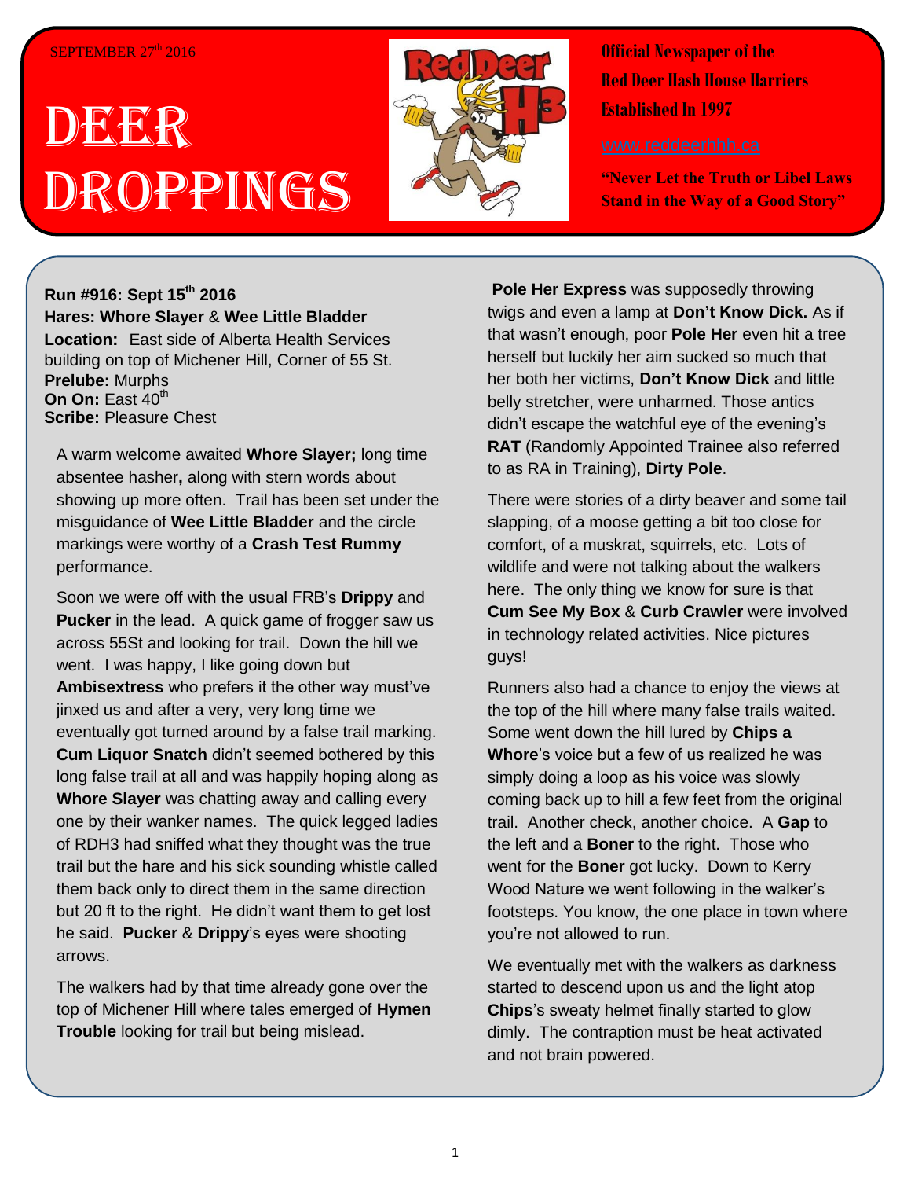SEPTEMBER 27th 2016

# DEER DROPPINGS

**Official Newspaper of the Red Deer Hash House Harriers Established In 1997**

www.reddeerhhh.ca

**"Never Let the Truth or Libel Laws Stand in the Way of a Good Story"**

**Run #916: Sept 15th 2016**
**Hares: Whore Slayer** & **Wee Little Bladder**
**Location:** East side of Alberta Health Services building on top of Michener Hill, Corner of 55 St.
**Prelube:** Murphs
**On On:** East 40th
**Scribe:** Pleasure Chest

A warm welcome awaited **Whore Slayer;** long time absentee hasher**,** along with stern words about showing up more often. Trail has been set under the misguidance of **Wee Little Bladder** and the circle markings were worthy of a **Crash Test Rummy** performance.

Soon we were off with the usual FRB's **Drippy** and **Pucker** in the lead. A quick game of frogger saw us across 55St and looking for trail. Down the hill we went. I was happy, I like going down but **Ambisextress** who prefers it the other way must've jinxed us and after a very, very long time we eventually got turned around by a false trail marking. **Cum Liquor Snatch** didn't seemed bothered by this long false trail at all and was happily hoping along as **Whore Slayer** was chatting away and calling every one by their wanker names. The quick legged ladies of RDH3 had sniffed what they thought was the true trail but the hare and his sick sounding whistle called them back only to direct them in the same direction but 20 ft to the right. He didn't want them to get lost he said. **Pucker** & **Drippy**'s eyes were shooting arrows.

The walkers had by that time already gone over the top of Michener Hill where tales emerged of **Hymen Trouble** looking for trail but being mislead.

**Pole Her Express** was supposedly throwing twigs and even a lamp at **Don't Know Dick.** As if that wasn't enough, poor **Pole Her** even hit a tree herself but luckily her aim sucked so much that her both her victims, **Don't Know Dick** and little belly stretcher, were unharmed. Those antics didn't escape the watchful eye of the evening's **RAT** (Randomly Appointed Trainee also referred to as RA in Training), **Dirty Pole**.

There were stories of a dirty beaver and some tail slapping, of a moose getting a bit too close for comfort, of a muskrat, squirrels, etc. Lots of wildlife and were not talking about the walkers here. The only thing we know for sure is that **Cum See My Box** & **Curb Crawler** were involved in technology related activities. Nice pictures guys!

Runners also had a chance to enjoy the views at the top of the hill where many false trails waited. Some went down the hill lured by **Chips a Whore**'s voice but a few of us realized he was simply doing a loop as his voice was slowly coming back up to hill a few feet from the original trail. Another check, another choice. A **Gap** to the left and a **Boner** to the right. Those who went for the **Boner** got lucky. Down to Kerry Wood Nature we went following in the walker's footsteps. You know, the one place in town where you're not allowed to run.

We eventually met with the walkers as darkness started to descend upon us and the light atop **Chips**'s sweaty helmet finally started to glow dimly. The contraption must be heat activated and not brain powered.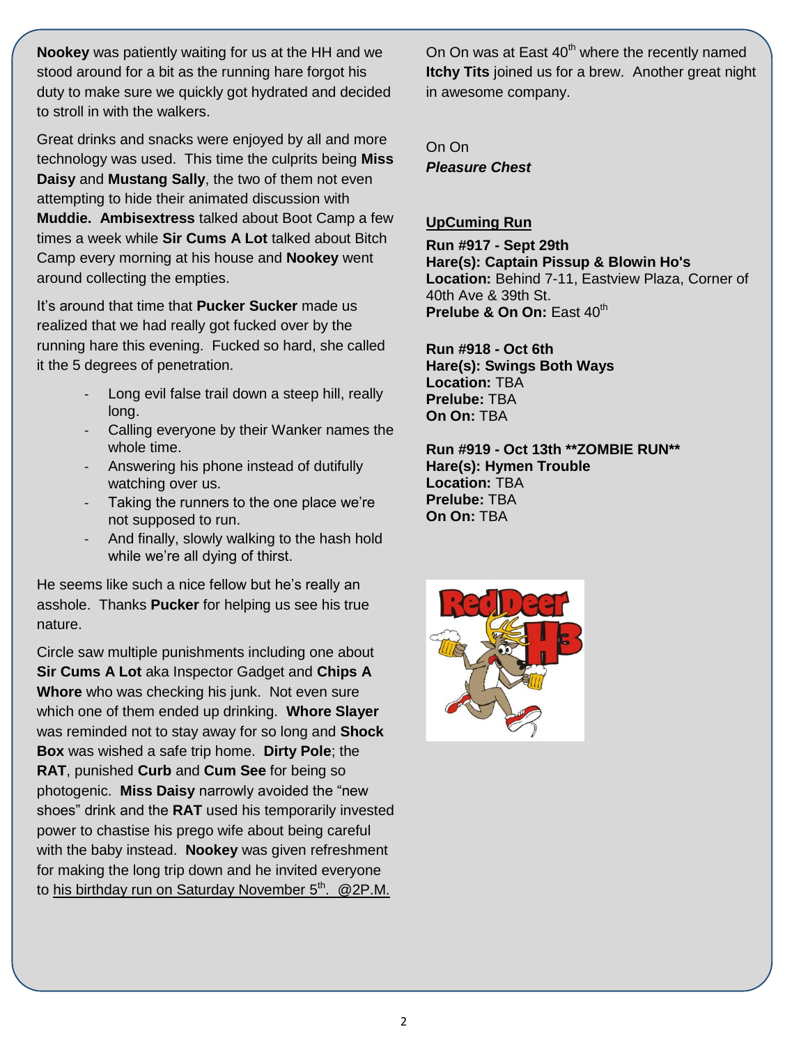**Nookey** was patiently waiting for us at the HH and we stood around for a bit as the running hare forgot his duty to make sure we quickly got hydrated and decided to stroll in with the walkers.

Great drinks and snacks were enjoyed by all and more technology was used. This time the culprits being **Miss Daisy** and **Mustang Sally**, the two of them not even attempting to hide their animated discussion with **Muddie.** **Ambisextress** talked about Boot Camp a few times a week while **Sir Cums A Lot** talked about Bitch Camp every morning at his house and **Nookey** went around collecting the empties.

It's around that time that **Pucker Sucker** made us realized that we had really got fucked over by the running hare this evening. Fucked so hard, she called it the 5 degrees of penetration.

- Long evil false trail down a steep hill, really long.
- Calling everyone by their Wanker names the whole time.
- Answering his phone instead of dutifully watching over us.
- Taking the runners to the one place we're not supposed to run.
- And finally, slowly walking to the hash hold while we're all dying of thirst.

He seems like such a nice fellow but he's really an asshole. Thanks **Pucker** for helping us see his true nature.

Circle saw multiple punishments including one about **Sir Cums A Lot** aka Inspector Gadget and **Chips A Whore** who was checking his junk. Not even sure which one of them ended up drinking. **Whore Slayer** was reminded not to stay away for so long and **Shock Box** was wished a safe trip home. **Dirty Pole**; the **RAT**, punished **Curb** and **Cum See** for being so photogenic. **Miss Daisy** narrowly avoided the "new shoes" drink and the **RAT** used his temporarily invested power to chastise his prego wife about being careful with the baby instead. **Nookey** was given refreshment for making the long trip down and he invited everyone to his birthday run on Saturday November 5th. @2P.M.

On On was at East 40th where the recently named **Itchy Tits** joined us for a brew. Another great night in awesome company.

On On
***Pleasure Chest***

**UpCuming Run**

**Run #917 - Sept 29th**
**Hare(s): Captain Pissup & Blowin Ho's**
**Location:** Behind 7-11, Eastview Plaza, Corner of 40th Ave & 39th St.
**Prelube & On On:** East 40th

**Run #918 - Oct 6th**
**Hare(s): Swings Both Ways**
**Location:** TBA
**Prelube:** TBA
**On On:** TBA

**Run #919 - Oct 13th \*\*ZOMBIE RUN\*\***
**Hare(s): Hymen Trouble**
**Location:** TBA
**Prelube:** TBA
**On On:** TBA

Red Deer H3